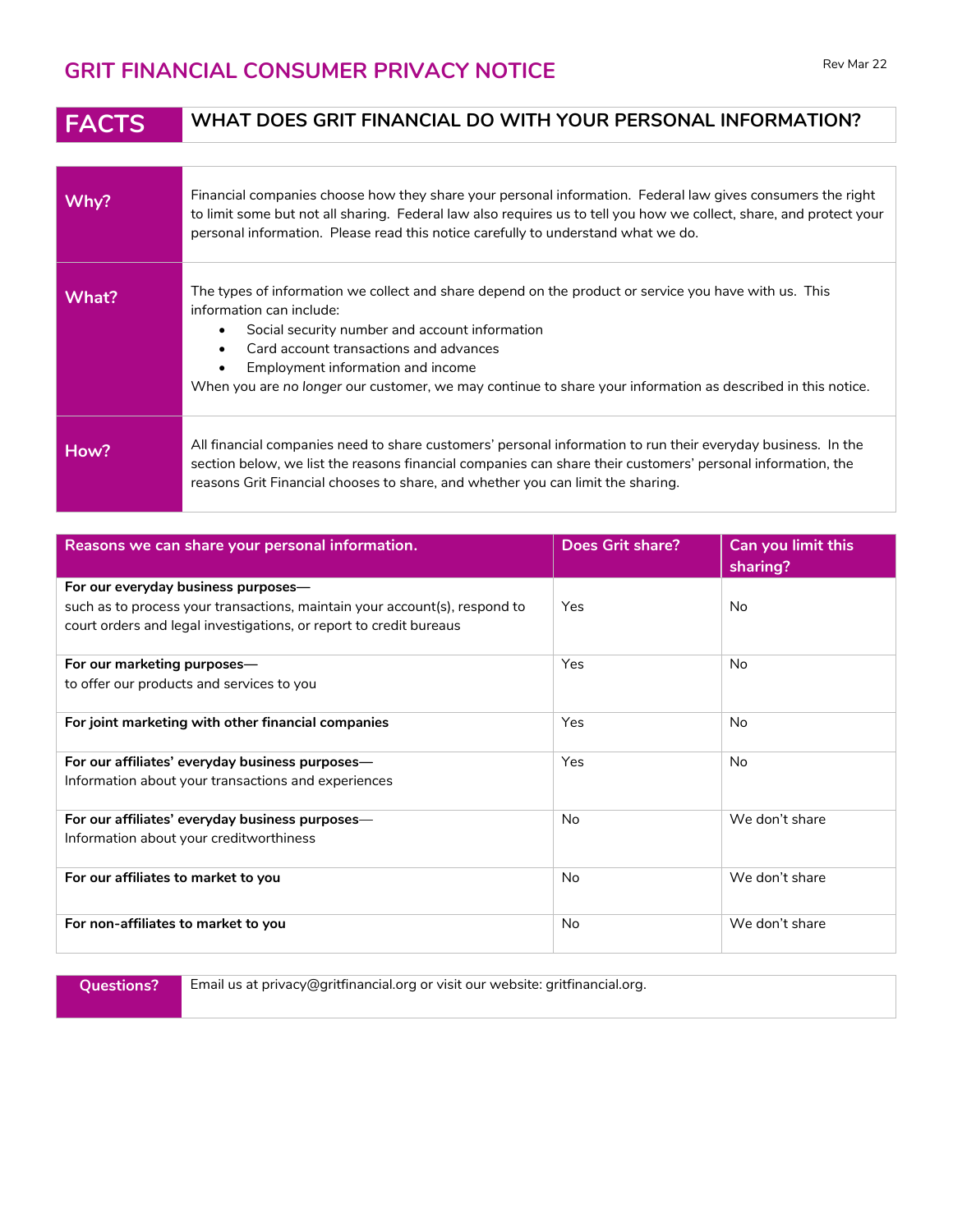# GRIT FINANCIAL CONSUMER PRIVACY NOTICE

Rev Mar 22

| FACTS | WHAT DOES GRIT FINANCIAL DO WITH YOUR PERSONAL INFORMATION? |
|---|---|

| | |
|---|---|
| **Why?** | Financial companies choose how they share your personal information. Federal law gives consumers the right to limit some but not all sharing. Federal law also requires us to tell you how we collect, share, and protect your personal information. Please read this notice carefully to understand what we do. |
| **What?** | The types of information we collect and share depend on the product or service you have with us. This information can include:<br>• Social security number and account information<br>• Card account transactions and advances<br>• Employment information and income<br>When you are *no longer* our customer, we may continue to share your information as described in this notice. |
| **How?** | All financial companies need to share customers' personal information to run their everyday business. In the section below, we list the reasons financial companies can share their customers' personal information, the reasons Grit Financial chooses to share, and whether you can limit the sharing. |

| Reasons we can share your personal information. | Does Grit share? | Can you limit this sharing? |
|---|---|---|
| **For our everyday business purposes—**<br>such as to process your transactions, maintain your account(s), respond to court orders and legal investigations, or report to credit bureaus | Yes | No |
| **For our marketing purposes—**<br>to offer our products and services to you | Yes | No |
| **For joint marketing with other financial companies** | Yes | No |
| **For our affiliates' everyday business purposes—**<br>Information about your transactions and experiences | Yes | No |
| **For our affiliates' everyday business purposes—**<br>Information about your creditworthiness | No | We don't share |
| **For our affiliates to market to you** | No | We don't share |
| **For non-affiliates to market to you** | No | We don't share |

| | |
|---|---|
| **Questions?** | Email us at privacy@gritfinancial.org or visit our website: gritfinancial.org. |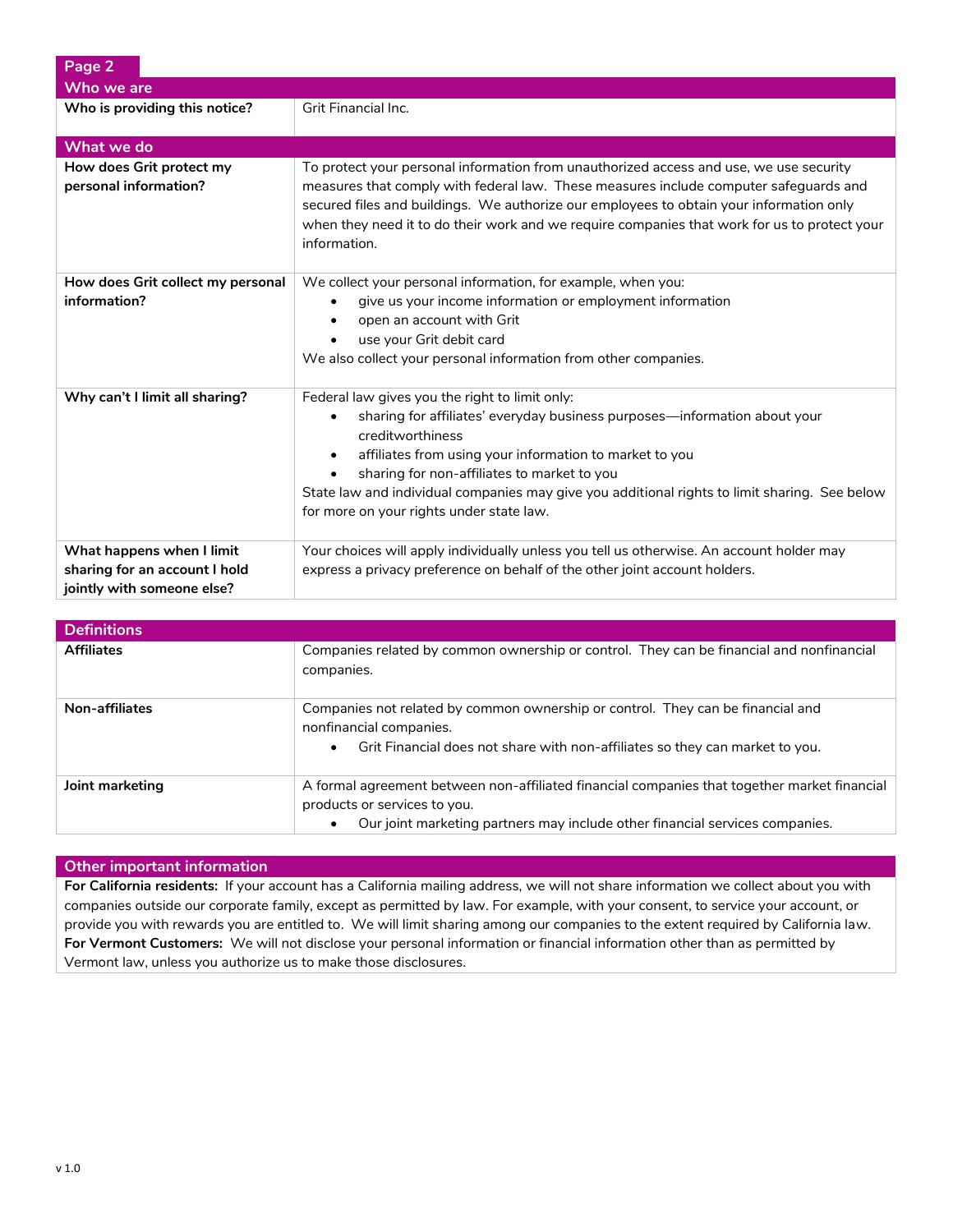**Page 2**

| Who we are | |
|---|---|
| **Who is providing this notice?** | Grit Financial Inc. |

| What we do | |
|---|---|
| **How does Grit protect my personal information?** | To protect your personal information from unauthorized access and use, we use security measures that comply with federal law. These measures include computer safeguards and secured files and buildings. We authorize our employees to obtain your information only when they need it to do their work and we require companies that work for us to protect your information. |
| **How does Grit collect my personal information?** | We collect your personal information, for example, when you:<br>• give us your income information or employment information<br>• open an account with Grit<br>• use your Grit debit card<br>We also collect your personal information from other companies. |
| **Why can't I limit all sharing?** | Federal law gives you the right to limit only:<br>• sharing for affiliates' everyday business purposes—information about your creditworthiness<br>• affiliates from using your information to market to you<br>• sharing for non-affiliates to market to you<br>State law and individual companies may give you additional rights to limit sharing. See below for more on your rights under state law. |
| **What happens when I limit sharing for an account I hold jointly with someone else?** | Your choices will apply individually unless you tell us otherwise. An account holder may express a privacy preference on behalf of the other joint account holders. |

| Definitions | |
|---|---|
| **Affiliates** | Companies related by common ownership or control. They can be financial and nonfinancial companies. |
| **Non-affiliates** | Companies not related by common ownership or control. They can be financial and nonfinancial companies.<br>• Grit Financial does not share with non-affiliates so they can market to you. |
| **Joint marketing** | A formal agreement between non-affiliated financial companies that together market financial products or services to you.<br>• Our joint marketing partners may include other financial services companies. |

## Other important information

**For California residents:** If your account has a California mailing address, we will not share information we collect about you with companies outside our corporate family, except as permitted by law. For example, with your consent, to service your account, or provide you with rewards you are entitled to. We will limit sharing among our companies to the extent required by California law.
**For Vermont Customers:** We will not disclose your personal information or financial information other than as permitted by Vermont law, unless you authorize us to make those disclosures.

v 1.0